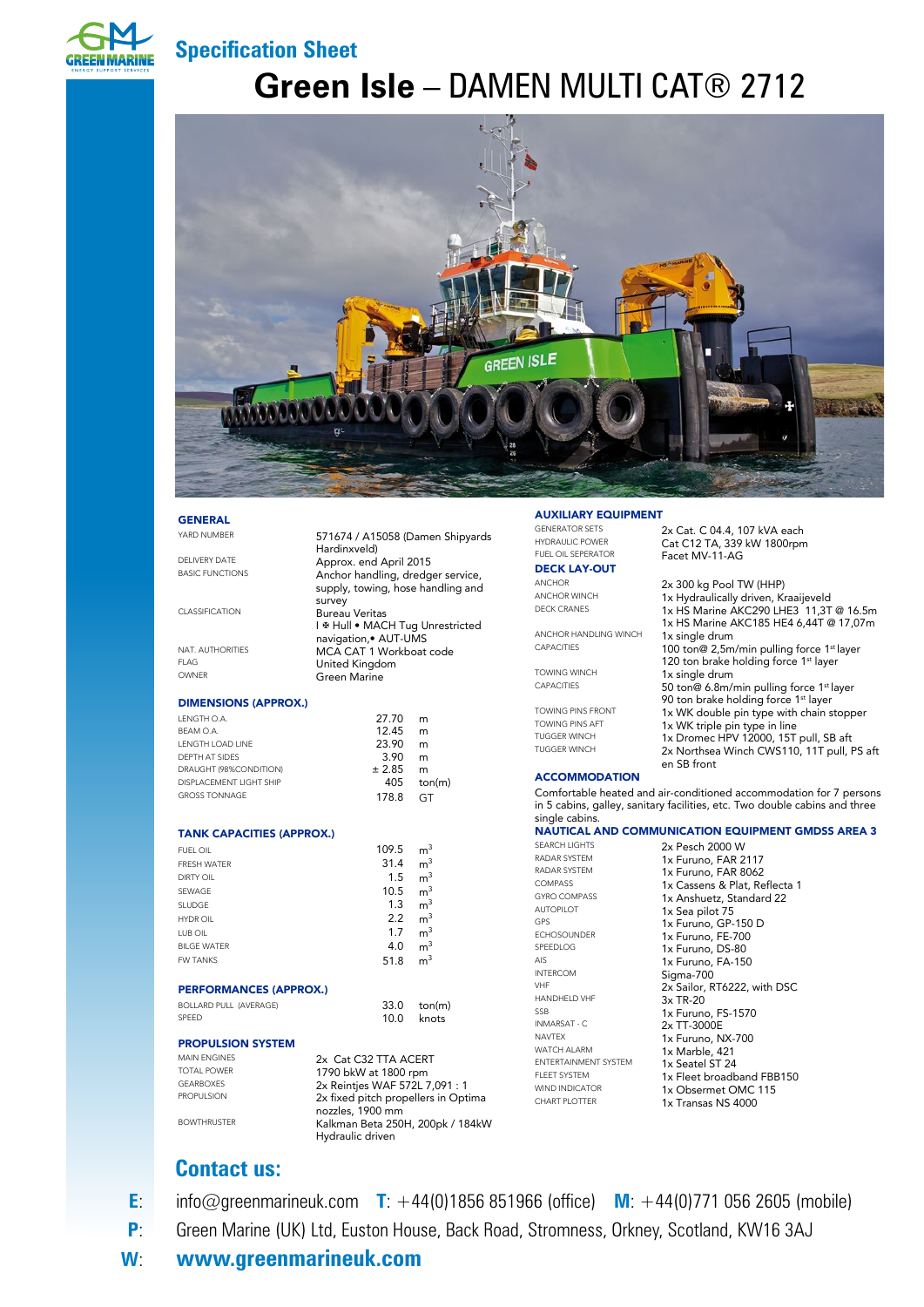GREEN MARINE
ENERGY SUPPORT SERVICES

## Specification Sheet

# Green Isle – DAMEN MULTI CAT® 2712

### GENERAL

| | |
|---|---|
| YARD NUMBER | 571674 / A15058 (Damen Shipyards Hardinxveld) |
| DELIVERY DATE | Approx. end April 2015 |
| BASIC FUNCTIONS | Anchor handling, dredger service, supply, towing, hose handling and survey |
| CLASSIFICATION | Bureau Veritas I ✠ Hull • MACH Tug Unrestricted navigation,• AUT-UMS |
| NAT. AUTHORITIES | MCA CAT 1 Workboat code |
| FLAG | United Kingdom |
| OWNER | Green Marine |

### DIMENSIONS (APPROX.)

| | | |
|---|---|---|
| LENGTH O.A. | 27.70 | m |
| BEAM O.A. | 12.45 | m |
| LENGTH LOAD LINE | 23.90 | m |
| DEPTH AT SIDES | 3.90 | m |
| DRAUGHT (98%CONDITION) | ± 2.85 | m |
| DISPLACEMENT LIGHT SHIP | 405 | ton(m) |
| GROSS TONNAGE | 178.8 | GT |

### TANK CAPACITIES (APPROX.)

| | | |
|---|---|---|
| FUEL OIL | 109.5 | $m^3$ |
| FRESH WATER | 31.4 | $m^3$ |
| DIRTY OIL | 1.5 | $m^3$ |
| SEWAGE | 10.5 | $m^3$ |
| SLUDGE | 1.3 | $m^3$ |
| HYDR OIL | 2.2 | $m^3$ |
| LUB OIL | 1.7 | $m^3$ |
| BILGE WATER | 4.0 | $m^3$ |
| FW TANKS | 51.8 | $m^3$ |

### PERFORMANCES (APPROX.)

| | | |
|---|---|---|
| BOLLARD PULL (AVERAGE) | 33.0 | ton(m) |
| SPEED | 10.0 | knots |

### PROPULSION SYSTEM

| | |
|---|---|
| MAIN ENGINES | 2x Cat C32 TTA ACERT |
| TOTAL POWER | 1790 bkW at 1800 rpm |
| GEARBOXES | 2x Reintjes WAF 572L 7,091 : 1 |
| PROPULSION | 2x fixed pitch propellers in Optima nozzles, 1900 mm |
| BOWTHRUSTER | Kalkman Beta 250H, 200pk / 184kW Hydraulic driven |

### AUXILIARY EQUIPMENT

| | |
|---|---|
| GENERATOR SETS | 2x Cat. C 04.4, 107 kVA each |
| HYDRAULIC POWER | Cat C12 TA, 339 kW 1800rpm |
| FUEL OIL SEPERATOR | Facet MV-11-AG |

### DECK LAY-OUT

| | |
|---|---|
| ANCHOR | 2x 300 kg Pool TW (HHP) |
| ANCHOR WINCH | 1x Hydraulically driven, Kraaijeveld |
| DECK CRANES | 1x HS Marine AKC290 LHE3 11,3T @ 16.5m<br>1x HS Marine AKC185 HE4 6,44T @ 17,07m |
| ANCHOR HANDLING WINCH | 1x single drum |
| CAPACITIES | 100 ton@ 2,5m/min pulling force 1st layer<br>120 ton brake holding force 1st layer |
| TOWING WINCH | 1x single drum |
| CAPACITIES | 50 ton@ 6.8m/min pulling force 1st layer<br>90 ton brake holding force 1st layer |
| TOWING PINS FRONT | 1x WK double pin type with chain stopper |
| TOWING PINS AFT | 1x WK triple pin type in line |
| TUGGER WINCH | 1x Dromec HPV 12000, 15T pull, SB aft |
| TUGGER WINCH | 2x Northsea Winch CWS110, 11T pull, PS aft en SB front |

### ACCOMMODATION

Comfortable heated and air-conditioned accommodation for 7 persons in 5 cabins, galley, sanitary facilities, etc. Two double cabins and three single cabins.

### NAUTICAL AND COMMUNICATION EQUIPMENT GMDSS AREA 3

| | |
|---|---|
| SEARCH LIGHTS | 2x Pesch 2000 W |
| RADAR SYSTEM | 1x Furuno, FAR 2117 |
| RADAR SYSTEM | 1x Furuno, FAR 8062 |
| COMPASS | 1x Cassens & Plat, Reflecta 1 |
| GYRO COMPASS | 1x Anshuetz, Standard 22 |
| AUTOPILOT | 1x Sea pilot 75 |
| GPS | 1x Furuno, GP-150 D |
| ECHOSOUNDER | 1x Furuno, FE-700 |
| SPEEDLOG | 1x Furuno, DS-80 |
| AIS | 1x Furuno, FA-150 |
| INTERCOM | Sigma-700 |
| VHF | 2x Sailor, RT6222, with DSC |
| HANDHELD VHF | 3x TR-20 |
| SSB | 1x Furuno, FS-1570 |
| INMARSAT - C | 2x TT-3000E |
| NAVTEX | 1x Furuno, NX-700 |
| WATCH ALARM | 1x Marble, 421 |
| ENTERTAINMENT SYSTEM | 1x Seatel ST 24 |
| FLEET SYSTEM | 1x Fleet broadband FBB150 |
| WIND INDICATOR | 1x Obsermet OMC 115 |
| CHART PLOTTER | 1x Transas NS 4000 |

## Contact us:

**E**: info@greenmarineuk.com **T**: +44(0)1856 851966 (office) **M**: +44(0)771 056 2605 (mobile)

**P**: Green Marine (UK) Ltd, Euston House, Back Road, Stromness, Orkney, Scotland, KW16 3AJ

**W**: **www.greenmarineuk.com**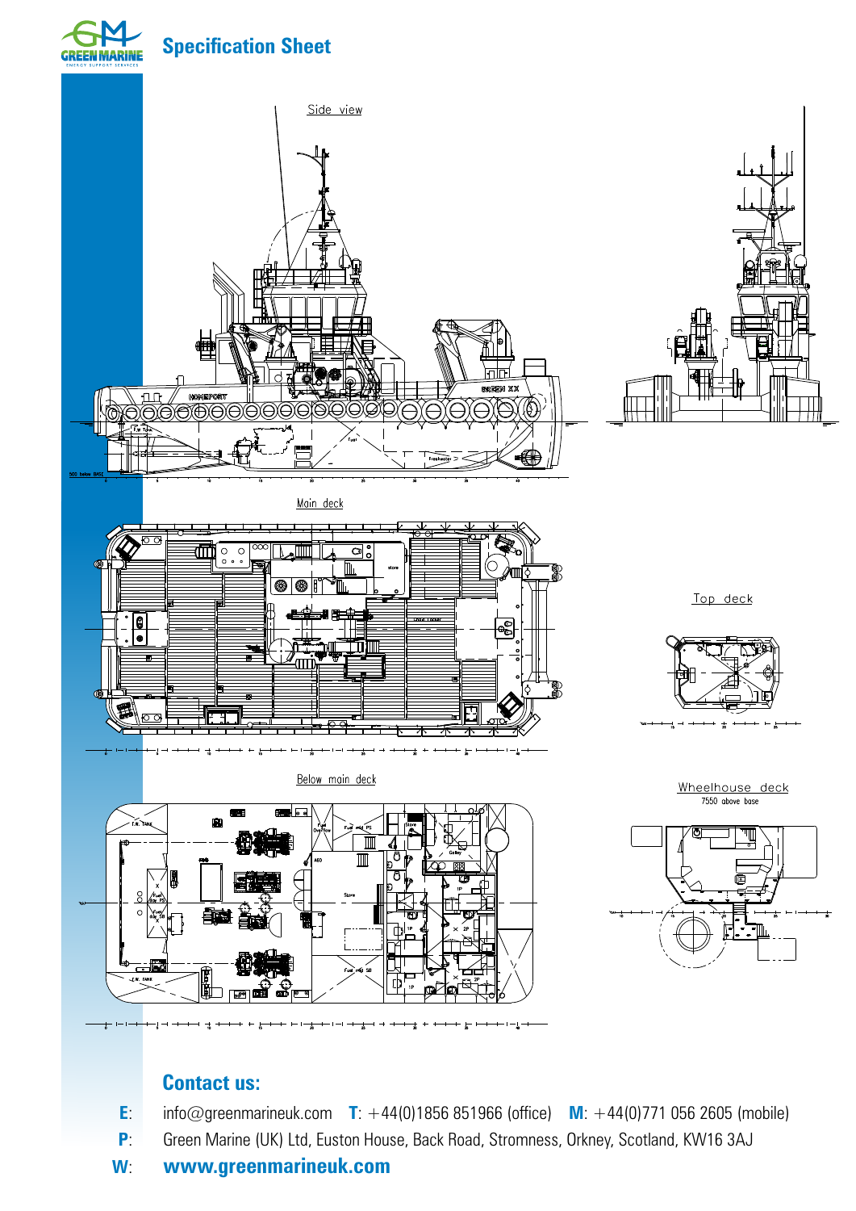## Specification Sheet

Side view

Main deck

Top deck

Below main deck

Wheelhouse deck

7550 above base

## Contact us:

**E**: info@greenmarineuk.com **T**: +44(0)1856 851966 (office) **M**: +44(0)771 056 2605 (mobile)

**P**: Green Marine (UK) Ltd, Euston House, Back Road, Stromness, Orkney, Scotland, KW16 3AJ

**W**: **www.greenmarineuk.com**